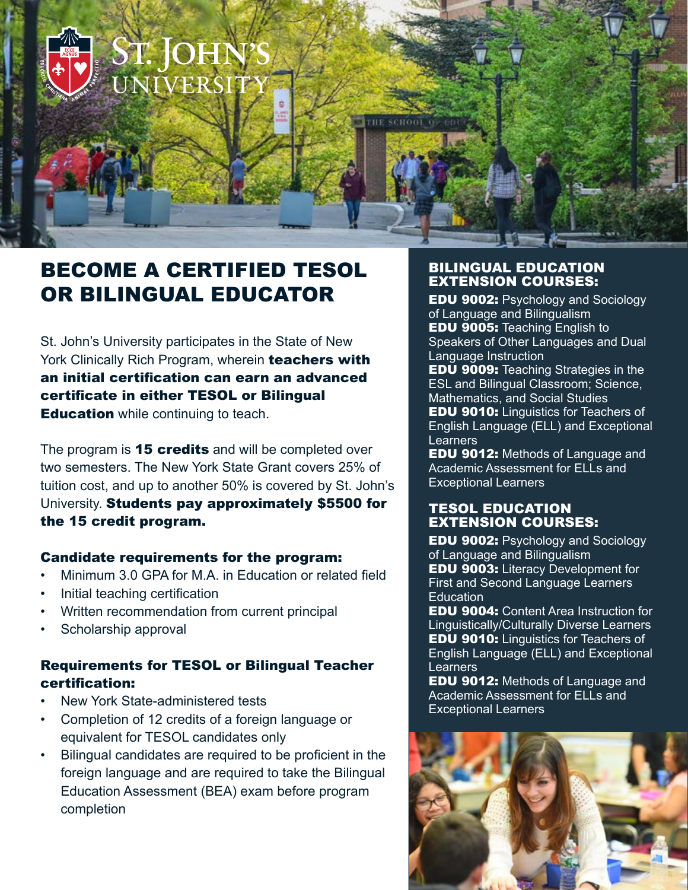# BECOME A CERTIFIED TESOL OR BILINGUAL EDUCATOR

St. John's University participates in the State of New York Clinically Rich Program, wherein **teachers with an initial certification can earn an advanced certificate in either TESOL or Bilingual Education** while continuing to teach.

The program is **15 credits** and will be completed over two semesters. The New York State Grant covers 25% of tuition cost, and up to another 50% is covered by St. John's University. **Students pay approximately $5500 for the 15 credit program.**

### Candidate requirements for the program:

- Minimum 3.0 GPA for M.A. in Education or related field
- Initial teaching certification
- Written recommendation from current principal
- Scholarship approval

### Requirements for TESOL or Bilingual Teacher certification:

- New York State-administered tests
- Completion of 12 credits of a foreign language or equivalent for TESOL candidates only
- Bilingual candidates are required to be proficient in the foreign language and are required to take the Bilingual Education Assessment (BEA) exam before program completion

## BILINGUAL EDUCATION EXTENSION COURSES:

**EDU 9002:** Psychology and Sociology of Language and Bilingualism
**EDU 9005:** Teaching English to Speakers of Other Languages and Dual Language Instruction
**EDU 9009:** Teaching Strategies in the ESL and Bilingual Classroom; Science, Mathematics, and Social Studies
**EDU 9010:** Linguistics for Teachers of English Language (ELL) and Exceptional Learners
**EDU 9012:** Methods of Language and Academic Assessment for ELLs and Exceptional Learners

## TESOL EDUCATION EXTENSION COURSES:

**EDU 9002:** Psychology and Sociology of Language and Bilingualism
**EDU 9003:** Literacy Development for First and Second Language Learners Education
**EDU 9004:** Content Area Instruction for Linguistically/Culturally Diverse Learners
**EDU 9010:** Linguistics for Teachers of English Language (ELL) and Exceptional Learners
**EDU 9012:** Methods of Language and Academic Assessment for ELLs and Exceptional Learners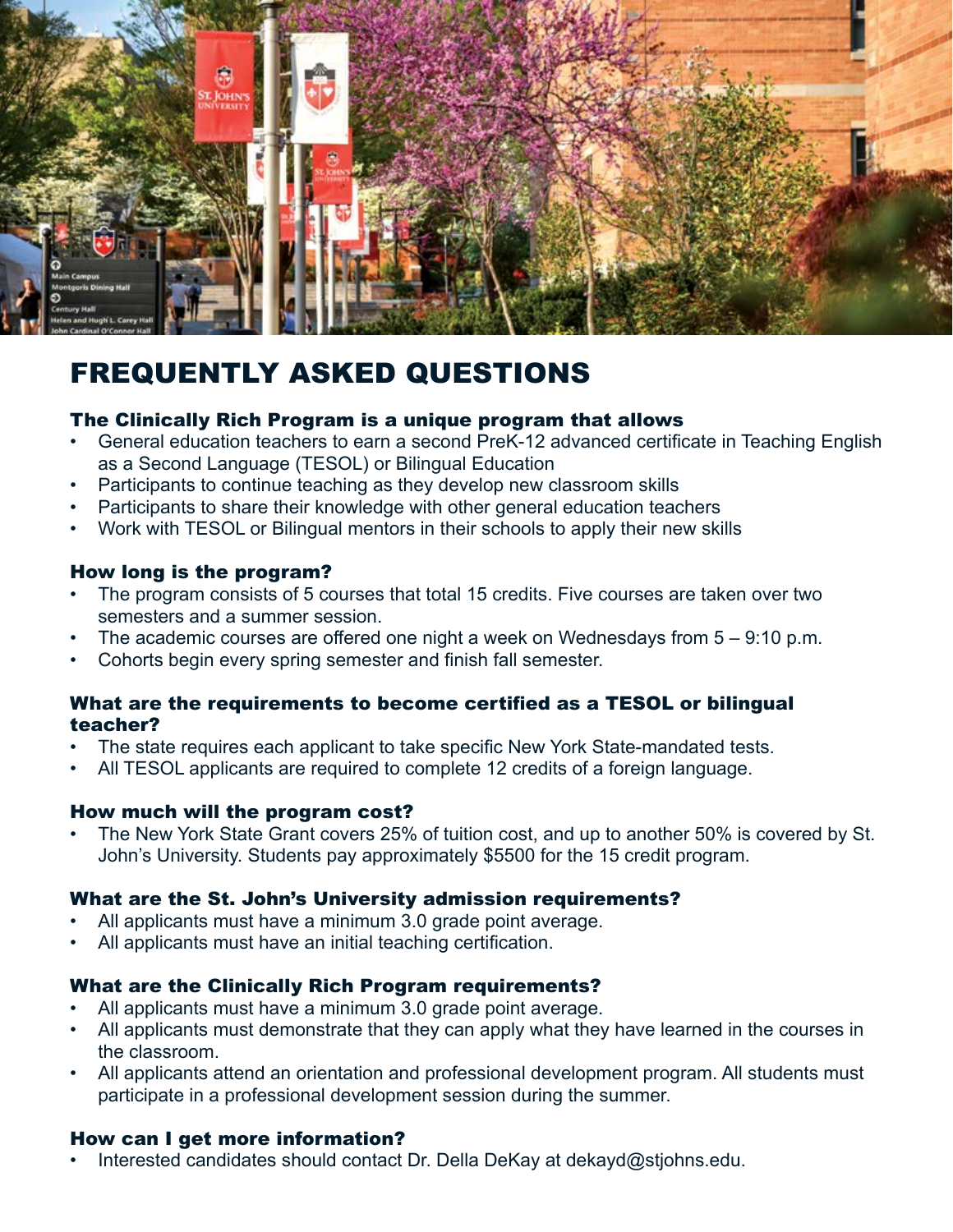# FREQUENTLY ASKED QUESTIONS

### The Clinically Rich Program is a unique program that allows

- General education teachers to earn a second PreK-12 advanced certificate in Teaching English as a Second Language (TESOL) or Bilingual Education
- Participants to continue teaching as they develop new classroom skills
- Participants to share their knowledge with other general education teachers
- Work with TESOL or Bilingual mentors in their schools to apply their new skills

### How long is the program?

- The program consists of 5 courses that total 15 credits. Five courses are taken over two semesters and a summer session.
- The academic courses are offered one night a week on Wednesdays from 5 – 9:10 p.m.
- Cohorts begin every spring semester and finish fall semester.

### What are the requirements to become certified as a TESOL or bilingual teacher?

- The state requires each applicant to take specific New York State-mandated tests.
- All TESOL applicants are required to complete 12 credits of a foreign language.

### How much will the program cost?

- The New York State Grant covers 25% of tuition cost, and up to another 50% is covered by St. John's University. Students pay approximately $5500 for the 15 credit program.

### What are the St. John's University admission requirements?

- All applicants must have a minimum 3.0 grade point average.
- All applicants must have an initial teaching certification.

### What are the Clinically Rich Program requirements?

- All applicants must have a minimum 3.0 grade point average.
- All applicants must demonstrate that they can apply what they have learned in the courses in the classroom.
- All applicants attend an orientation and professional development program. All students must participate in a professional development session during the summer.

### How can I get more information?

- Interested candidates should contact Dr. Della DeKay at dekayd@stjohns.edu.